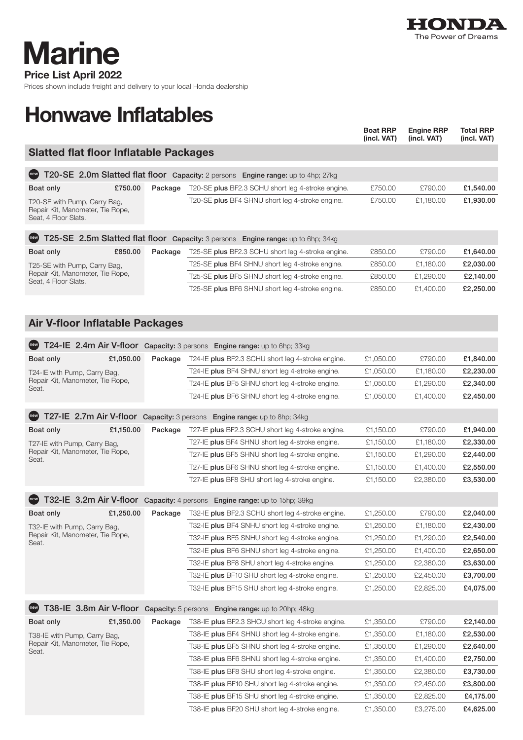HONDA
The Power of Dreams

# Marine

**Price List April 2022**

Prices shown include freight and delivery to your local Honda dealership

# Honwave Inflatables

## Slatted flat floor Inflatable Packages

### new T20-SE 2.0m Slatted flat floor

**Capacity:** 2 persons **Engine range:** up to 4hp; 27kg

| Boat only | | Package | | Boat RRP (incl. VAT) | Engine RRP (incl. VAT) | Total RRP (incl. VAT) |
|---|---|---|---|---|---|---|
| Boat only | £750.00 | Package | T20-SE **plus** BF2.3 SCHU short leg 4-stroke engine. | £750.00 | £790.00 | **£1,540.00** |
| T20-SE with Pump, Carry Bag, Repair Kit, Manometer, Tie Rope, Seat, 4 Floor Slats. | | | T20-SE **plus** BF4 SHNU short leg 4-stroke engine. | £750.00 | £1,180.00 | **£1,930.00** |

### new T25-SE 2.5m Slatted flat floor

**Capacity:** 3 persons **Engine range:** up to 6hp; 34kg

| Boat only | | Package | | Boat RRP (incl. VAT) | Engine RRP (incl. VAT) | Total RRP (incl. VAT) |
|---|---|---|---|---|---|---|
| Boat only | £850.00 | Package | T25-SE **plus** BF2.3 SCHU short leg 4-stroke engine. | £850.00 | £790.00 | **£1,640.00** |
| T25-SE with Pump, Carry Bag, Repair Kit, Manometer, Tie Rope, Seat, 4 Floor Slats. | | | T25-SE **plus** BF4 SHNU short leg 4-stroke engine. | £850.00 | £1,180.00 | **£2,030.00** |
| | | | T25-SE **plus** BF5 SHNU short leg 4-stroke engine. | £850.00 | £1,290.00 | **£2,140.00** |
| | | | T25-SE **plus** BF6 SHNU short leg 4-stroke engine. | £850.00 | £1,400.00 | **£2,250.00** |

## Air V-floor Inflatable Packages

### new T24-IE 2.4m Air V-floor

**Capacity:** 3 persons **Engine range:** up to 6hp; 33kg

| Boat only | | Package | | Boat RRP (incl. VAT) | Engine RRP (incl. VAT) | Total RRP (incl. VAT) |
|---|---|---|---|---|---|---|
| Boat only | £1,050.00 | Package | T24-IE **plus** BF2.3 SCHU short leg 4-stroke engine. | £1,050.00 | £790.00 | **£1,840.00** |
| T24-IE with Pump, Carry Bag, Repair Kit, Manometer, Tie Rope, Seat. | | | T24-IE **plus** BF4 SHNU short leg 4-stroke engine. | £1,050.00 | £1,180.00 | **£2,230.00** |
| | | | T24-IE **plus** BF5 SHNU short leg 4-stroke engine. | £1,050.00 | £1,290.00 | **£2,340.00** |
| | | | T24-IE **plus** BF6 SHNU short leg 4-stroke engine. | £1,050.00 | £1,400.00 | **£2,450.00** |

### new T27-IE 2.7m Air V-floor

**Capacity:** 3 persons **Engine range:** up to 8hp; 34kg

| Boat only | | Package | | Boat RRP (incl. VAT) | Engine RRP (incl. VAT) | Total RRP (incl. VAT) |
|---|---|---|---|---|---|---|
| Boat only | £1,150.00 | Package | T27-IE **plus** BF2.3 SCHU short leg 4-stroke engine. | £1,150.00 | £790.00 | **£1,940.00** |
| T27-IE with Pump, Carry Bag, Repair Kit, Manometer, Tie Rope, Seat. | | | T27-IE **plus** BF4 SHNU short leg 4-stroke engine. | £1,150.00 | £1,180.00 | **£2,330.00** |
| | | | T27-IE **plus** BF5 SHNU short leg 4-stroke engine. | £1,150.00 | £1,290.00 | **£2,440.00** |
| | | | T27-IE **plus** BF6 SHNU short leg 4-stroke engine. | £1,150.00 | £1,400.00 | **£2,550.00** |
| | | | T27-IE **plus** BF8 SHU short leg 4-stroke engine. | £1,150.00 | £2,380.00 | **£3,530.00** |

### new T32-IE 3.2m Air V-floor

**Capacity:** 4 persons **Engine range:** up to 15hp; 39kg

| Boat only | | Package | | Boat RRP (incl. VAT) | Engine RRP (incl. VAT) | Total RRP (incl. VAT) |
|---|---|---|---|---|---|---|
| Boat only | £1,250.00 | Package | T32-IE **plus** BF2.3 SCHU short leg 4-stroke engine. | £1,250.00 | £790.00 | **£2,040.00** |
| T32-IE with Pump, Carry Bag, Repair Kit, Manometer, Tie Rope, Seat. | | | T32-IE **plus** BF4 SNHU short leg 4-stroke engine. | £1,250.00 | £1,180.00 | **£2,430.00** |
| | | | T32-IE **plus** BF5 SNHU short leg 4-stroke engine. | £1,250.00 | £1,290.00 | **£2,540.00** |
| | | | T32-IE **plus** BF6 SHNU short leg 4-stroke engine. | £1,250.00 | £1,400.00 | **£2,650.00** |
| | | | T32-IE **plus** BF8 SHU short leg 4-stroke engine. | £1,250.00 | £2,380.00 | **£3,630.00** |
| | | | T32-IE **plus** BF10 SHU short leg 4-stroke engine. | £1,250.00 | £2,450.00 | **£3,700.00** |
| | | | T32-IE **plus** BF15 SHU short leg 4-stroke engine. | £1,250.00 | £2,825.00 | **£4,075.00** |

### new T38-IE 3.8m Air V-floor

**Capacity:** 5 persons **Engine range:** up to 20hp; 48kg

| Boat only | | Package | | Boat RRP (incl. VAT) | Engine RRP (incl. VAT) | Total RRP (incl. VAT) |
|---|---|---|---|---|---|---|
| Boat only | £1,350.00 | Package | T38-IE **plus** BF2.3 SHCU short leg 4-stroke engine. | £1,350.00 | £790.00 | **£2,140.00** |
| T38-IE with Pump, Carry Bag, Repair Kit, Manometer, Tie Rope, Seat. | | | T38-IE **plus** BF4 SHNU short leg 4-stroke engine. | £1,350.00 | £1,180.00 | **£2,530.00** |
| | | | T38-IE **plus** BF5 SHNU short leg 4-stroke engine. | £1,350.00 | £1,290.00 | **£2,640.00** |
| | | | T38-IE **plus** BF6 SHNU short leg 4-stroke engine. | £1,350.00 | £1,400.00 | **£2,750.00** |
| | | | T38-IE **plus** BF8 SHU short leg 4-stroke engine. | £1,350.00 | £2,380.00 | **£3,730.00** |
| | | | T38-IE **plus** BF10 SHU short leg 4-stroke engine. | £1,350.00 | £2,450.00 | **£3,800.00** |
| | | | T38-IE **plus** BF15 SHU short leg 4-stroke engine. | £1,350.00 | £2,825.00 | **£4,175.00** |
| | | | T38-IE **plus** BF20 SHU short leg 4-stroke engine. | £1,350.00 | £3,275.00 | **£4,625.00** |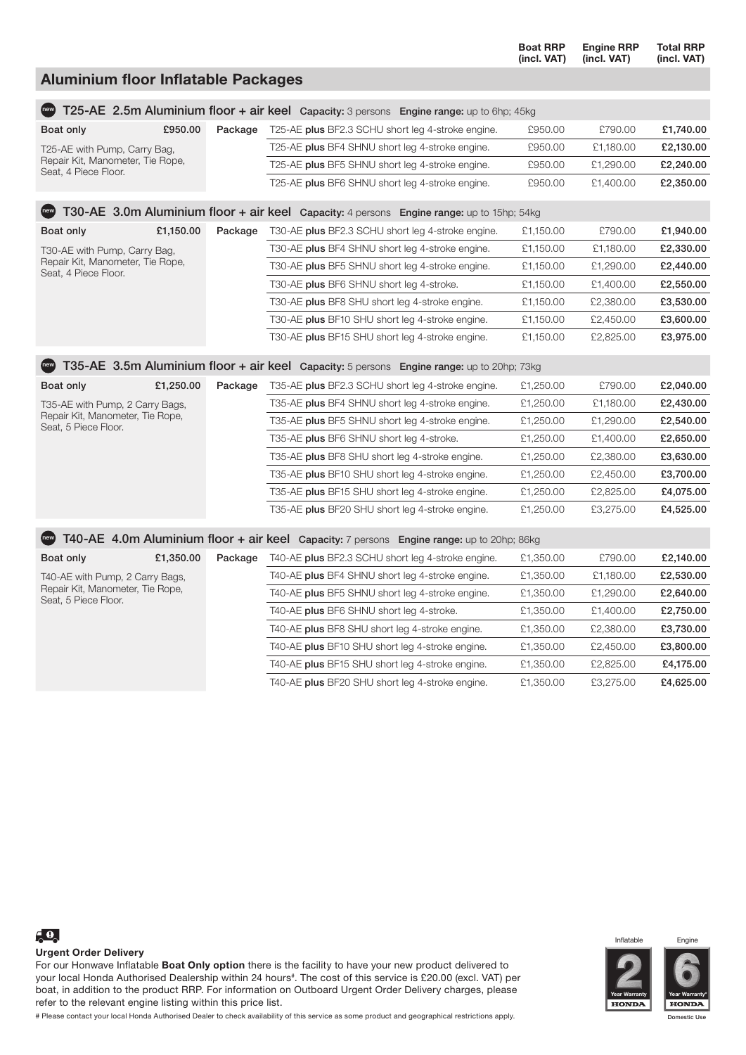## Aluminium floor Inflatable Packages

### new T25-AE 2.5m Aluminium floor + air keel Capacity: 3 persons Engine range: up to 6hp; 45kg

| Boat only | | Package | | Boat RRP (incl. VAT) | Engine RRP (incl. VAT) | Total RRP (incl. VAT) |
|---|---|---|---|---|---|---|
| Boat only | £950.00 | Package | T25-AE **plus** BF2.3 SCHU short leg 4-stroke engine. | £950.00 | £790.00 | **£1,740.00** |
| T25-AE with Pump, Carry Bag, Repair Kit, Manometer, Tie Rope, Seat, 4 Piece Floor. | | | T25-AE **plus** BF4 SHNU short leg 4-stroke engine. | £950.00 | £1,180.00 | **£2,130.00** |
| | | | T25-AE **plus** BF5 SHNU short leg 4-stroke engine. | £950.00 | £1,290.00 | **£2,240.00** |
| | | | T25-AE **plus** BF6 SHNU short leg 4-stroke engine. | £950.00 | £1,400.00 | **£2,350.00** |

### new T30-AE 3.0m Aluminium floor + air keel Capacity: 4 persons Engine range: up to 15hp; 54kg

| Boat only | | Package | | Boat RRP (incl. VAT) | Engine RRP (incl. VAT) | Total RRP (incl. VAT) |
|---|---|---|---|---|---|---|
| Boat only | £1,150.00 | Package | T30-AE **plus** BF2.3 SCHU short leg 4-stroke engine. | £1,150.00 | £790.00 | **£1,940.00** |
| T30-AE with Pump, Carry Bag, Repair Kit, Manometer, Tie Rope, Seat, 4 Piece Floor. | | | T30-AE **plus** BF4 SHNU short leg 4-stroke engine. | £1,150.00 | £1,180.00 | **£2,330.00** |
| | | | T30-AE **plus** BF5 SHNU short leg 4-stroke engine. | £1,150.00 | £1,290.00 | **£2,440.00** |
| | | | T30-AE **plus** BF6 SHNU short leg 4-stroke. | £1,150.00 | £1,400.00 | **£2,550.00** |
| | | | T30-AE **plus** BF8 SHU short leg 4-stroke engine. | £1,150.00 | £2,380.00 | **£3,530.00** |
| | | | T30-AE **plus** BF10 SHU short leg 4-stroke engine. | £1,150.00 | £2,450.00 | **£3,600.00** |
| | | | T30-AE **plus** BF15 SHU short leg 4-stroke engine. | £1,150.00 | £2,825.00 | **£3,975.00** |

### new T35-AE 3.5m Aluminium floor + air keel Capacity: 5 persons Engine range: up to 20hp; 73kg

| Boat only | | Package | | Boat RRP (incl. VAT) | Engine RRP (incl. VAT) | Total RRP (incl. VAT) |
|---|---|---|---|---|---|---|
| Boat only | £1,250.00 | Package | T35-AE **plus** BF2.3 SCHU short leg 4-stroke engine. | £1,250.00 | £790.00 | **£2,040.00** |
| T35-AE with Pump, 2 Carry Bags, Repair Kit, Manometer, Tie Rope, Seat, 5 Piece Floor. | | | T35-AE **plus** BF4 SHNU short leg 4-stroke engine. | £1,250.00 | £1,180.00 | **£2,430.00** |
| | | | T35-AE **plus** BF5 SHNU short leg 4-stroke engine. | £1,250.00 | £1,290.00 | **£2,540.00** |
| | | | T35-AE **plus** BF6 SHNU short leg 4-stroke. | £1,250.00 | £1,400.00 | **£2,650.00** |
| | | | T35-AE **plus** BF8 SHU short leg 4-stroke engine. | £1,250.00 | £2,380.00 | **£3,630.00** |
| | | | T35-AE **plus** BF10 SHU short leg 4-stroke engine. | £1,250.00 | £2,450.00 | **£3,700.00** |
| | | | T35-AE **plus** BF15 SHU short leg 4-stroke engine. | £1,250.00 | £2,825.00 | **£4,075.00** |
| | | | T35-AE **plus** BF20 SHU short leg 4-stroke engine. | £1,250.00 | £3,275.00 | **£4,525.00** |

### new T40-AE 4.0m Aluminium floor + air keel Capacity: 7 persons Engine range: up to 20hp; 86kg

| Boat only | | Package | | Boat RRP (incl. VAT) | Engine RRP (incl. VAT) | Total RRP (incl. VAT) |
|---|---|---|---|---|---|---|
| Boat only | £1,350.00 | Package | T40-AE **plus** BF2.3 SCHU short leg 4-stroke engine. | £1,350.00 | £790.00 | **£2,140.00** |
| T40-AE with Pump, 2 Carry Bags, Repair Kit, Manometer, Tie Rope, Seat, 5 Piece Floor. | | | T40-AE **plus** BF4 SHNU short leg 4-stroke engine. | £1,350.00 | £1,180.00 | **£2,530.00** |
| | | | T40-AE **plus** BF5 SHNU short leg 4-stroke engine. | £1,350.00 | £1,290.00 | **£2,640.00** |
| | | | T40-AE **plus** BF6 SHNU short leg 4-stroke. | £1,350.00 | £1,400.00 | **£2,750.00** |
| | | | T40-AE **plus** BF8 SHU short leg 4-stroke engine. | £1,350.00 | £2,380.00 | **£3,730.00** |
| | | | T40-AE **plus** BF10 SHU short leg 4-stroke engine. | £1,350.00 | £2,450.00 | **£3,800.00** |
| | | | T40-AE **plus** BF15 SHU short leg 4-stroke engine. | £1,350.00 | £2,825.00 | **£4,175.00** |
| | | | T40-AE **plus** BF20 SHU short leg 4-stroke engine. | £1,350.00 | £3,275.00 | **£4,625.00** |

**Urgent Order Delivery**

For our Honwave Inflatable **Boat Only option** there is the facility to have your new product delivered to your local Honda Authorised Dealership within 24 hours#. The cost of this service is £20.00 (excl. VAT) per boat, in addition to the product RRP. For information on Outboard Urgent Order Delivery charges, please refer to the relevant engine listing within this price list.

# Please contact your local Honda Authorised Dealer to check availability of this service as some product and geographical restrictions apply.

Inflatable: 2 Year Warranty HONDA

Engine: 6 Year Warranty* HONDA

Domestic Use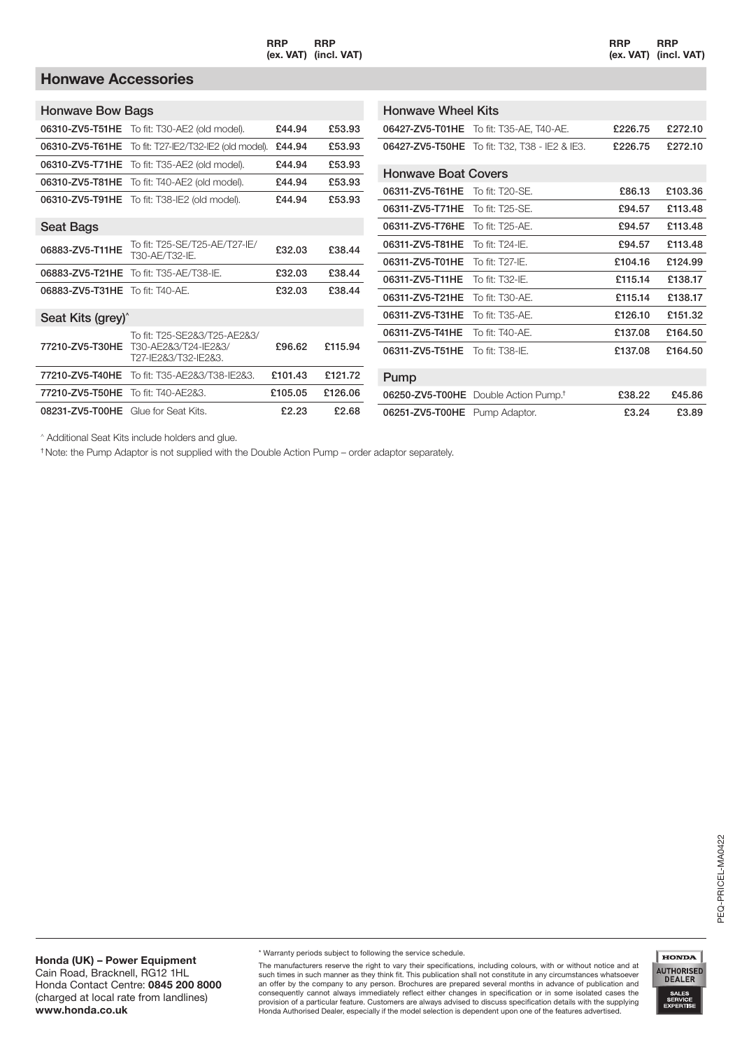## Honwave Accessories

### Honwave Bow Bags

| | | RRP (ex. VAT) | RRP (incl. VAT) |
|---|---|---|---|
| **06310-ZV5-T51HE** | To fit: T30-AE2 (old model). | £44.94 | £53.93 |
| **06310-ZV5-T61HE** | To fit: T27-IE2/T32-IE2 (old model). | £44.94 | £53.93 |
| **06310-ZV5-T71HE** | To fit: T35-AE2 (old model). | £44.94 | £53.93 |
| **06310-ZV5-T81HE** | To fit: T40-AE2 (old model). | £44.94 | £53.93 |
| **06310-ZV5-T91HE** | To fit: T38-IE2 (old model). | £44.94 | £53.93 |

### Seat Bags

| | | RRP (ex. VAT) | RRP (incl. VAT) |
|---|---|---|---|
| **06883-ZV5-T11HE** | To fit: T25-SE/T25-AE/T27-IE/ T30-AE/T32-IE. | £32.03 | £38.44 |
| **06883-ZV5-T21HE** | To fit: T35-AE/T38-IE. | £32.03 | £38.44 |
| **06883-ZV5-T31HE** | To fit: T40-AE. | £32.03 | £38.44 |

### Seat Kits (grey)^

| | | RRP (ex. VAT) | RRP (incl. VAT) |
|---|---|---|---|
| **77210-ZV5-T30HE** | To fit: T25-SE2&3/T25-AE2&3/ T30-AE2&3/T24-IE2&3/ T27-IE2&3/T32-IE2&3. | £96.62 | £115.94 |
| **77210-ZV5-T40HE** | To fit: T35-AE2&3/T38-IE2&3. | £101.43 | £121.72 |
| **77210-ZV5-T50HE** | To fit: T40-AE2&3. | £105.05 | £126.06 |
| **08231-ZV5-T00HE** | Glue for Seat Kits. | £2.23 | £2.68 |

### Honwave Wheel Kits

| | | RRP (ex. VAT) | RRP (incl. VAT) |
|---|---|---|---|
| **06427-ZV5-T01HE** | To fit: T35-AE, T40-AE. | £226.75 | £272.10 |
| **06427-ZV5-T50HE** | To fit: T32, T38 - IE2 & IE3. | £226.75 | £272.10 |

### Honwave Boat Covers

| | | RRP (ex. VAT) | RRP (incl. VAT) |
|---|---|---|---|
| **06311-ZV5-T61HE** | To fit: T20-SE. | £86.13 | £103.36 |
| **06311-ZV5-T71HE** | To fit: T25-SE. | £94.57 | £113.48 |
| **06311-ZV5-T76HE** | To fit: T25-AE. | £94.57 | £113.48 |
| **06311-ZV5-T81HE** | To fit: T24-IE. | £94.57 | £113.48 |
| **06311-ZV5-T01HE** | To fit: T27-IE. | £104.16 | £124.99 |
| **06311-ZV5-T11HE** | To fit: T32-IE. | £115.14 | £138.17 |
| **06311-ZV5-T21HE** | To fit: T30-AE. | £115.14 | £138.17 |
| **06311-ZV5-T31HE** | To fit: T35-AE. | £126.10 | £151.32 |
| **06311-ZV5-T41HE** | To fit: T40-AE. | £137.08 | £164.50 |
| **06311-ZV5-T51HE** | To fit: T38-IE. | £137.08 | £164.50 |

### Pump

| | | RRP (ex. VAT) | RRP (incl. VAT) |
|---|---|---|---|
| **06250-ZV5-T00HE** | Double Action Pump.† | £38.22 | £45.86 |
| **06251-ZV5-T00HE** | Pump Adaptor. | £3.24 | £3.89 |

^ Additional Seat Kits include holders and glue.

† Note: the Pump Adaptor is not supplied with the Double Action Pump – order adaptor separately.

PEQ-PRICEL-MA0422

**Honda (UK) – Power Equipment**
Cain Road, Bracknell, RG12 1HL
Honda Contact Centre: **0845 200 8000**
(charged at local rate from landlines)
**www.honda.co.uk**

\* Warranty periods subject to following the service schedule.

The manufacturers reserve the right to vary their specifications, including colours, with or without notice and at such times in such manner as they think fit. This publication shall not constitute in any circumstances whatsoever an offer by the company to any person. Brochures are prepared several months in advance of publication and consequently cannot always immediately reflect either changes in specification or in some isolated cases the provision of a particular feature. Customers are always advised to discuss specification details with the supplying Honda Authorised Dealer, especially if the model selection is dependent upon one of the features advertised.

HONDA AUTHORISED DEALER SALES SERVICE EXPERTISE